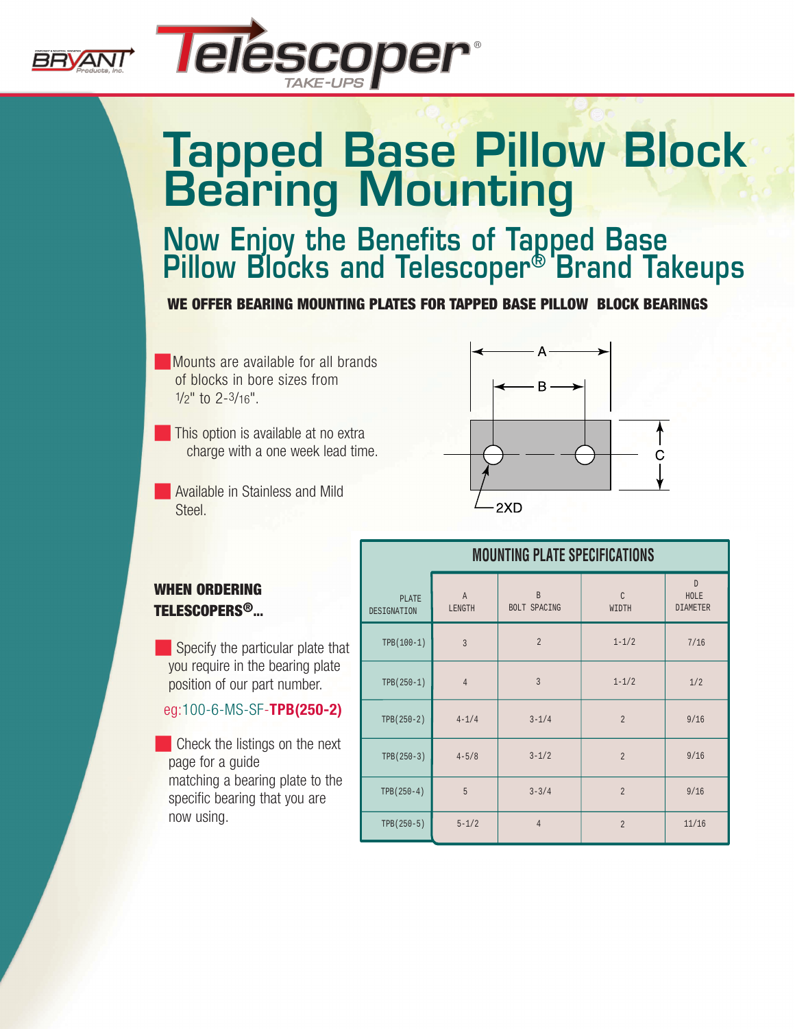BRYANT Products, Inc.

Telescoper® TAKE-UPS

# Tapped Base Pillow Block Bearing Mounting

## Now Enjoy the Benefits of Tapped Base Pillow Blocks and Telescoper® Brand Takeups

**WE OFFER BEARING MOUNTING PLATES FOR TAPPED BASE PILLOW BLOCK BEARINGS**

- Mounts are available for all brands of blocks in bore sizes from 1/2" to 2-3/16".
- This option is available at no extra charge with a one week lead time.
- Available in Stainless and Mild Steel.

A
B
C
2XD

**WHEN ORDERING TELESCOPERS®...**

- Specify the particular plate that you require in the bearing plate position of our part number.

eg:100-6-MS-SF-**TPB(250-2)**

- Check the listings on the next page for a guide matching a bearing plate to the specific bearing that you are now using.

**MOUNTING PLATE SPECIFICATIONS**

| PLATE DESIGNATION | A LENGTH | B BOLT SPACING | C WIDTH | D HOLE DIAMETER |
|---|---|---|---|---|
| TPB(100-1) | 3 | 2 | 1-1/2 | 7/16 |
| TPB(250-1) | 4 | 3 | 1-1/2 | 1/2 |
| TPB(250-2) | 4-1/4 | 3-1/4 | 2 | 9/16 |
| TPB(250-3) | 4-5/8 | 3-1/2 | 2 | 9/16 |
| TPB(250-4) | 5 | 3-3/4 | 2 | 9/16 |
| TPB(250-5) | 5-1/2 | 4 | 2 | 11/16 |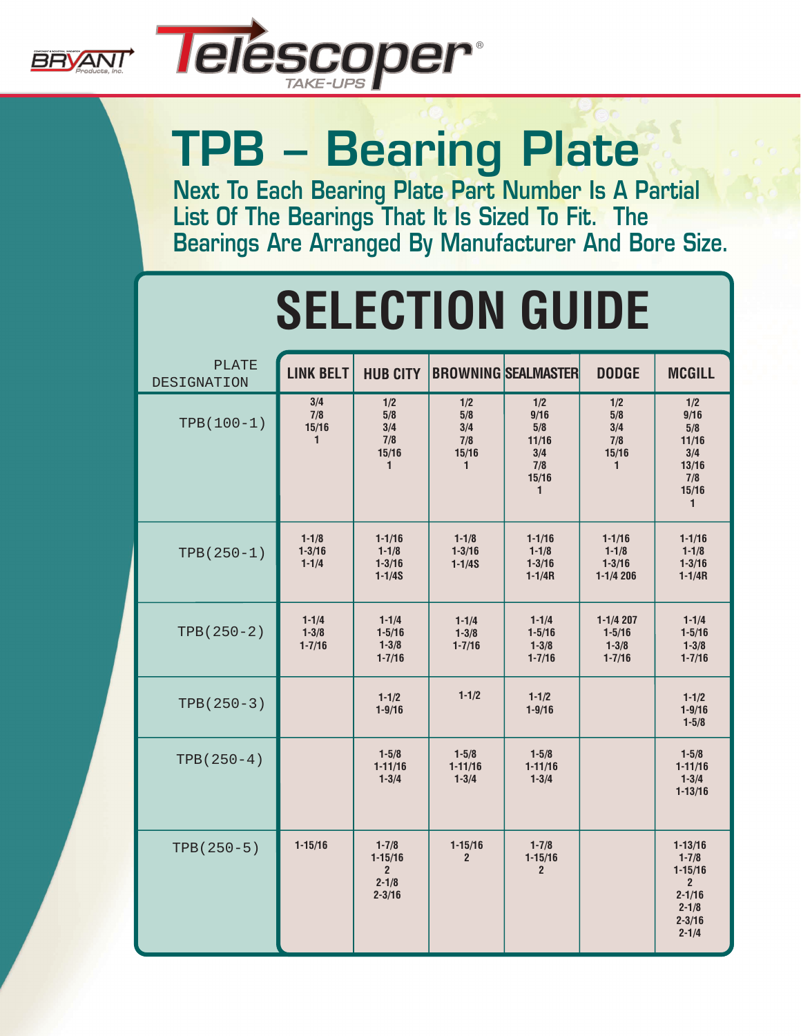# TPB – Bearing Plate

**Next To Each Bearing Plate Part Number Is A Partial List Of The Bearings That It Is Sized To Fit. The Bearings Are Arranged By Manufacturer And Bore Size.**

## SELECTION GUIDE

| PLATE DESIGNATION | LINK BELT | HUB CITY | BROWNING | SEALMASTER | DODGE | MCGILL |
|---|---|---|---|---|---|---|
| TPB(100-1) | 3/4<br>7/8<br>15/16<br>1 | 1/2<br>5/8<br>3/4<br>7/8<br>15/16<br>1 | 1/2<br>5/8<br>3/4<br>7/8<br>15/16<br>1 | 1/2<br>9/16<br>5/8<br>11/16<br>3/4<br>7/8<br>15/16<br>1 | 1/2<br>5/8<br>3/4<br>7/8<br>15/16<br>1 | 1/2<br>9/16<br>5/8<br>11/16<br>3/4<br>13/16<br>7/8<br>15/16<br>1 |
| TPB(250-1) | 1-1/8<br>1-3/16<br>1-1/4 | 1-1/16<br>1-1/8<br>1-3/16<br>1-1/4S | 1-1/8<br>1-3/16<br>1-1/4S | 1-1/16<br>1-1/8<br>1-3/16<br>1-1/4R | 1-1/16<br>1-1/8<br>1-3/16<br>1-1/4 206 | 1-1/16<br>1-1/8<br>1-3/16<br>1-1/4R |
| TPB(250-2) | 1-1/4<br>1-3/8<br>1-7/16 | 1-1/4<br>1-5/16<br>1-3/8<br>1-7/16 | 1-1/4<br>1-3/8<br>1-7/16 | 1-1/4<br>1-5/16<br>1-3/8<br>1-7/16 | 1-1/4 207<br>1-5/16<br>1-3/8<br>1-7/16 | 1-1/4<br>1-5/16<br>1-3/8<br>1-7/16 |
| TPB(250-3) | | 1-1/2<br>1-9/16 | 1-1/2 | 1-1/2<br>1-9/16 | | 1-1/2<br>1-9/16<br>1-5/8 |
| TPB(250-4) | | 1-5/8<br>1-11/16<br>1-3/4 | 1-5/8<br>1-11/16<br>1-3/4 | 1-5/8<br>1-11/16<br>1-3/4 | | 1-5/8<br>1-11/16<br>1-3/4<br>1-13/16 |
| TPB(250-5) | 1-15/16 | 1-7/8<br>1-15/16<br>2<br>2-1/8<br>2-3/16 | 1-15/16<br>2 | 1-7/8<br>1-15/16<br>2 | | 1-13/16<br>1-7/8<br>1-15/16<br>2<br>2-1/16<br>2-1/8<br>2-3/16<br>2-1/4 |